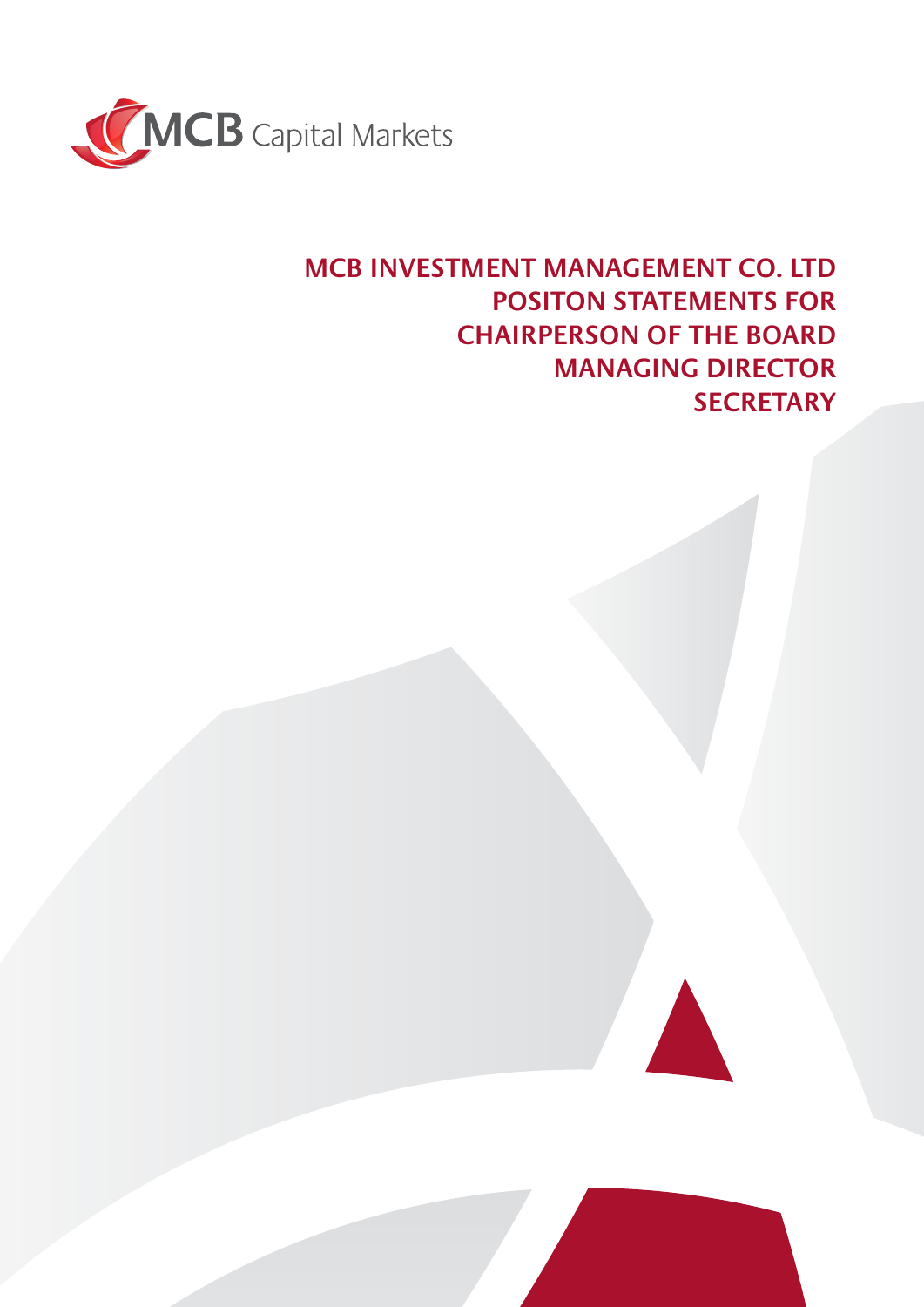MCB Capital Markets

# MCB INVESTMENT MANAGEMENT CO. LTD POSITON STATEMENTS FOR CHAIRPERSON OF THE BOARD MANAGING DIRECTOR SECRETARY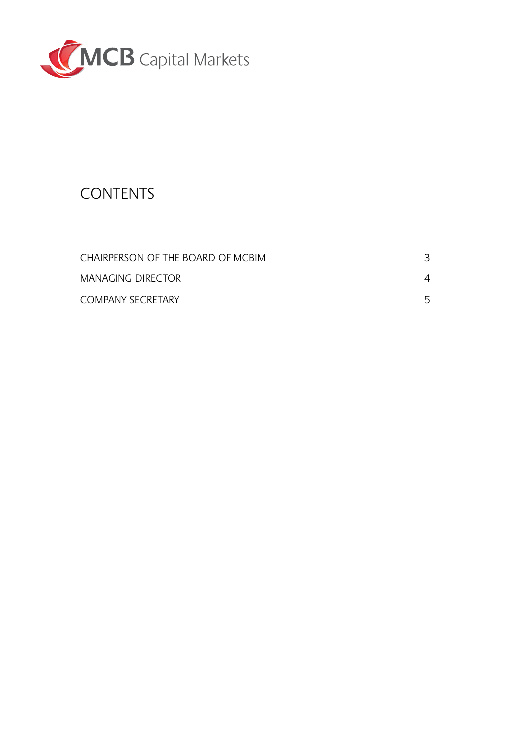MCB Capital Markets

# CONTENTS

| | |
|---|---|
| CHAIRPERSON OF THE BOARD OF MCBIM | 3 |
| MANAGING DIRECTOR | 4 |
| COMPANY SECRETARY | 5 |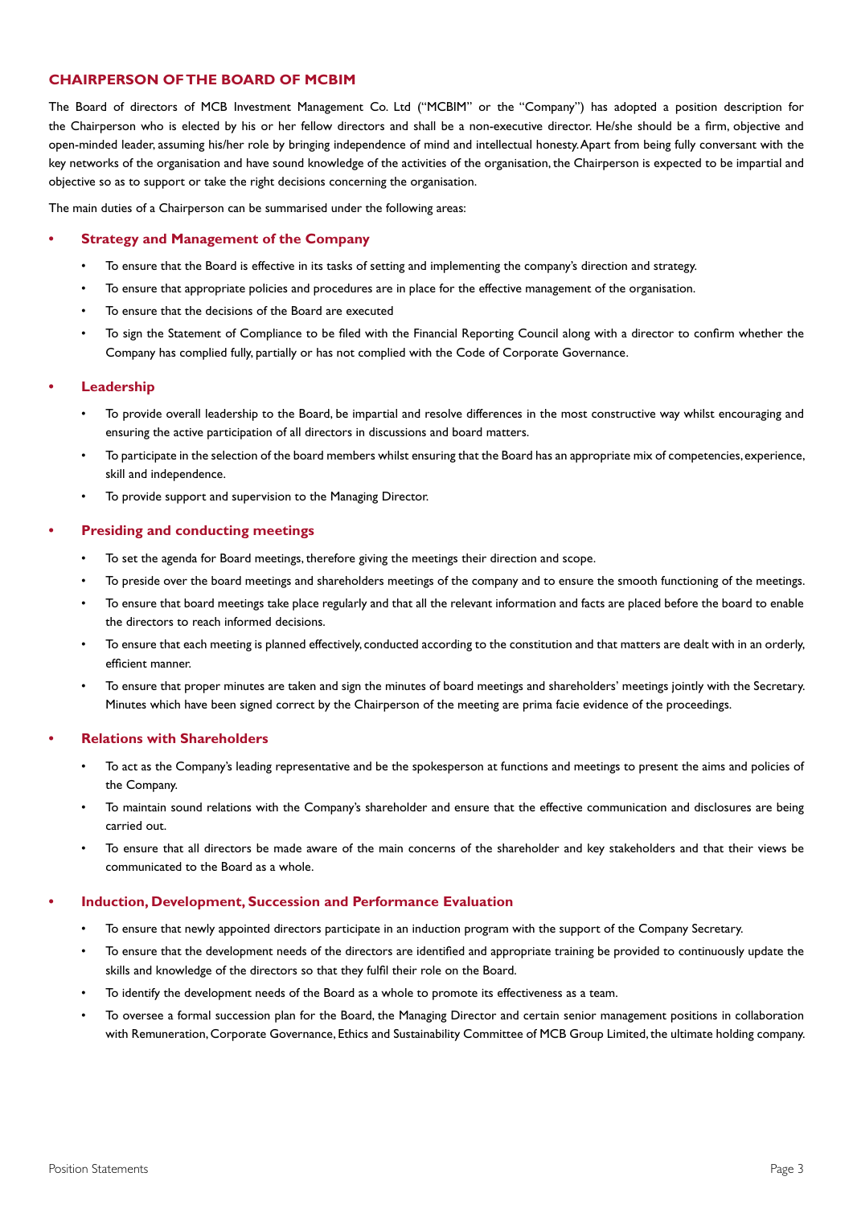## CHAIRPERSON OF THE BOARD OF MCBIM

The Board of directors of MCB Investment Management Co. Ltd ("MCBIM" or the "Company") has adopted a position description for the Chairperson who is elected by his or her fellow directors and shall be a non-executive director. He/she should be a firm, objective and open-minded leader, assuming his/her role by bringing independence of mind and intellectual honesty. Apart from being fully conversant with the key networks of the organisation and have sound knowledge of the activities of the organisation, the Chairperson is expected to be impartial and objective so as to support or take the right decisions concerning the organisation.

The main duties of a Chairperson can be summarised under the following areas:

- **Strategy and Management of the Company**
  - To ensure that the Board is effective in its tasks of setting and implementing the company's direction and strategy.
  - To ensure that appropriate policies and procedures are in place for the effective management of the organisation.
  - To ensure that the decisions of the Board are executed
  - To sign the Statement of Compliance to be filed with the Financial Reporting Council along with a director to confirm whether the Company has complied fully, partially or has not complied with the Code of Corporate Governance.

- **Leadership**
  - To provide overall leadership to the Board, be impartial and resolve differences in the most constructive way whilst encouraging and ensuring the active participation of all directors in discussions and board matters.
  - To participate in the selection of the board members whilst ensuring that the Board has an appropriate mix of competencies, experience, skill and independence.
  - To provide support and supervision to the Managing Director.

- **Presiding and conducting meetings**
  - To set the agenda for Board meetings, therefore giving the meetings their direction and scope.
  - To preside over the board meetings and shareholders meetings of the company and to ensure the smooth functioning of the meetings.
  - To ensure that board meetings take place regularly and that all the relevant information and facts are placed before the board to enable the directors to reach informed decisions.
  - To ensure that each meeting is planned effectively, conducted according to the constitution and that matters are dealt with in an orderly, efficient manner.
  - To ensure that proper minutes are taken and sign the minutes of board meetings and shareholders' meetings jointly with the Secretary. Minutes which have been signed correct by the Chairperson of the meeting are prima facie evidence of the proceedings.

- **Relations with Shareholders**
  - To act as the Company's leading representative and be the spokesperson at functions and meetings to present the aims and policies of the Company.
  - To maintain sound relations with the Company's shareholder and ensure that the effective communication and disclosures are being carried out.
  - To ensure that all directors be made aware of the main concerns of the shareholder and key stakeholders and that their views be communicated to the Board as a whole.

- **Induction, Development, Succession and Performance Evaluation**
  - To ensure that newly appointed directors participate in an induction program with the support of the Company Secretary.
  - To ensure that the development needs of the directors are identified and appropriate training be provided to continuously update the skills and knowledge of the directors so that they fulfil their role on the Board.
  - To identify the development needs of the Board as a whole to promote its effectiveness as a team.
  - To oversee a formal succession plan for the Board, the Managing Director and certain senior management positions in collaboration with Remuneration, Corporate Governance, Ethics and Sustainability Committee of MCB Group Limited, the ultimate holding company.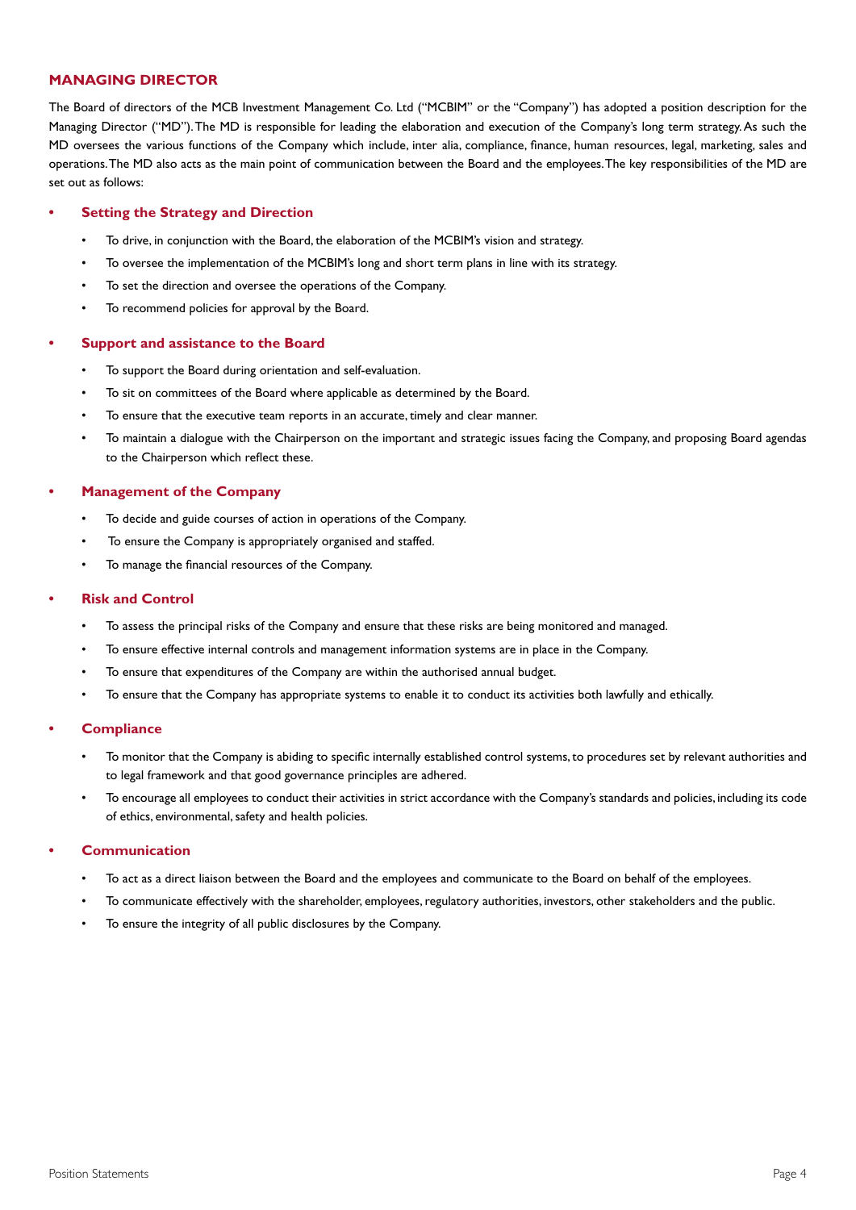## MANAGING DIRECTOR

The Board of directors of the MCB Investment Management Co. Ltd ("MCBIM" or the "Company") has adopted a position description for the Managing Director ("MD"). The MD is responsible for leading the elaboration and execution of the Company's long term strategy. As such the MD oversees the various functions of the Company which include, inter alia, compliance, finance, human resources, legal, marketing, sales and operations. The MD also acts as the main point of communication between the Board and the employees. The key responsibilities of the MD are set out as follows:

- **Setting the Strategy and Direction**
  - To drive, in conjunction with the Board, the elaboration of the MCBIM's vision and strategy.
  - To oversee the implementation of the MCBIM's long and short term plans in line with its strategy.
  - To set the direction and oversee the operations of the Company.
  - To recommend policies for approval by the Board.

- **Support and assistance to the Board**
  - To support the Board during orientation and self-evaluation.
  - To sit on committees of the Board where applicable as determined by the Board.
  - To ensure that the executive team reports in an accurate, timely and clear manner.
  - To maintain a dialogue with the Chairperson on the important and strategic issues facing the Company, and proposing Board agendas to the Chairperson which reflect these.

- **Management of the Company**
  - To decide and guide courses of action in operations of the Company.
  - To ensure the Company is appropriately organised and staffed.
  - To manage the financial resources of the Company.

- **Risk and Control**
  - To assess the principal risks of the Company and ensure that these risks are being monitored and managed.
  - To ensure effective internal controls and management information systems are in place in the Company.
  - To ensure that expenditures of the Company are within the authorised annual budget.
  - To ensure that the Company has appropriate systems to enable it to conduct its activities both lawfully and ethically.

- **Compliance**
  - To monitor that the Company is abiding to specific internally established control systems, to procedures set by relevant authorities and to legal framework and that good governance principles are adhered.
  - To encourage all employees to conduct their activities in strict accordance with the Company's standards and policies, including its code of ethics, environmental, safety and health policies.

- **Communication**
  - To act as a direct liaison between the Board and the employees and communicate to the Board on behalf of the employees.
  - To communicate effectively with the shareholder, employees, regulatory authorities, investors, other stakeholders and the public.
  - To ensure the integrity of all public disclosures by the Company.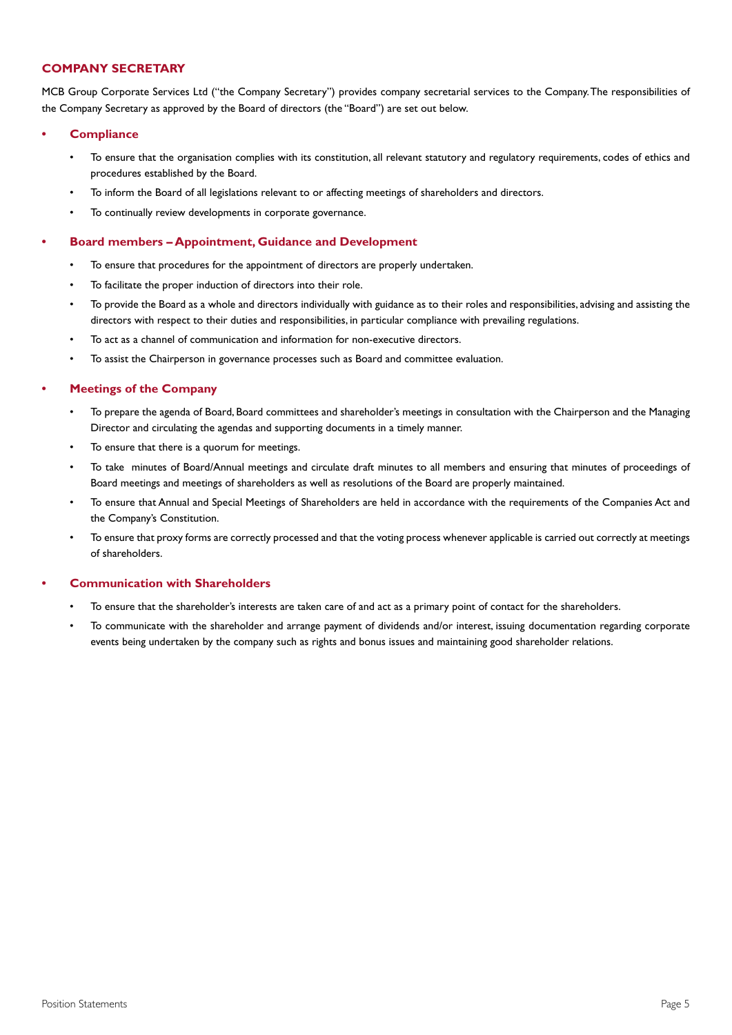## COMPANY SECRETARY

MCB Group Corporate Services Ltd ("the Company Secretary") provides company secretarial services to the Company. The responsibilities of the Company Secretary as approved by the Board of directors (the "Board") are set out below.

- **Compliance**
  - To ensure that the organisation complies with its constitution, all relevant statutory and regulatory requirements, codes of ethics and procedures established by the Board.
  - To inform the Board of all legislations relevant to or affecting meetings of shareholders and directors.
  - To continually review developments in corporate governance.

- **Board members – Appointment, Guidance and Development**
  - To ensure that procedures for the appointment of directors are properly undertaken.
  - To facilitate the proper induction of directors into their role.
  - To provide the Board as a whole and directors individually with guidance as to their roles and responsibilities, advising and assisting the directors with respect to their duties and responsibilities, in particular compliance with prevailing regulations.
  - To act as a channel of communication and information for non-executive directors.
  - To assist the Chairperson in governance processes such as Board and committee evaluation.

- **Meetings of the Company**
  - To prepare the agenda of Board, Board committees and shareholder's meetings in consultation with the Chairperson and the Managing Director and circulating the agendas and supporting documents in a timely manner.
  - To ensure that there is a quorum for meetings.
  - To take minutes of Board/Annual meetings and circulate draft minutes to all members and ensuring that minutes of proceedings of Board meetings and meetings of shareholders as well as resolutions of the Board are properly maintained.
  - To ensure that Annual and Special Meetings of Shareholders are held in accordance with the requirements of the Companies Act and the Company's Constitution.
  - To ensure that proxy forms are correctly processed and that the voting process whenever applicable is carried out correctly at meetings of shareholders.

- **Communication with Shareholders**
  - To ensure that the shareholder's interests are taken care of and act as a primary point of contact for the shareholders.
  - To communicate with the shareholder and arrange payment of dividends and/or interest, issuing documentation regarding corporate events being undertaken by the company such as rights and bonus issues and maintaining good shareholder relations.